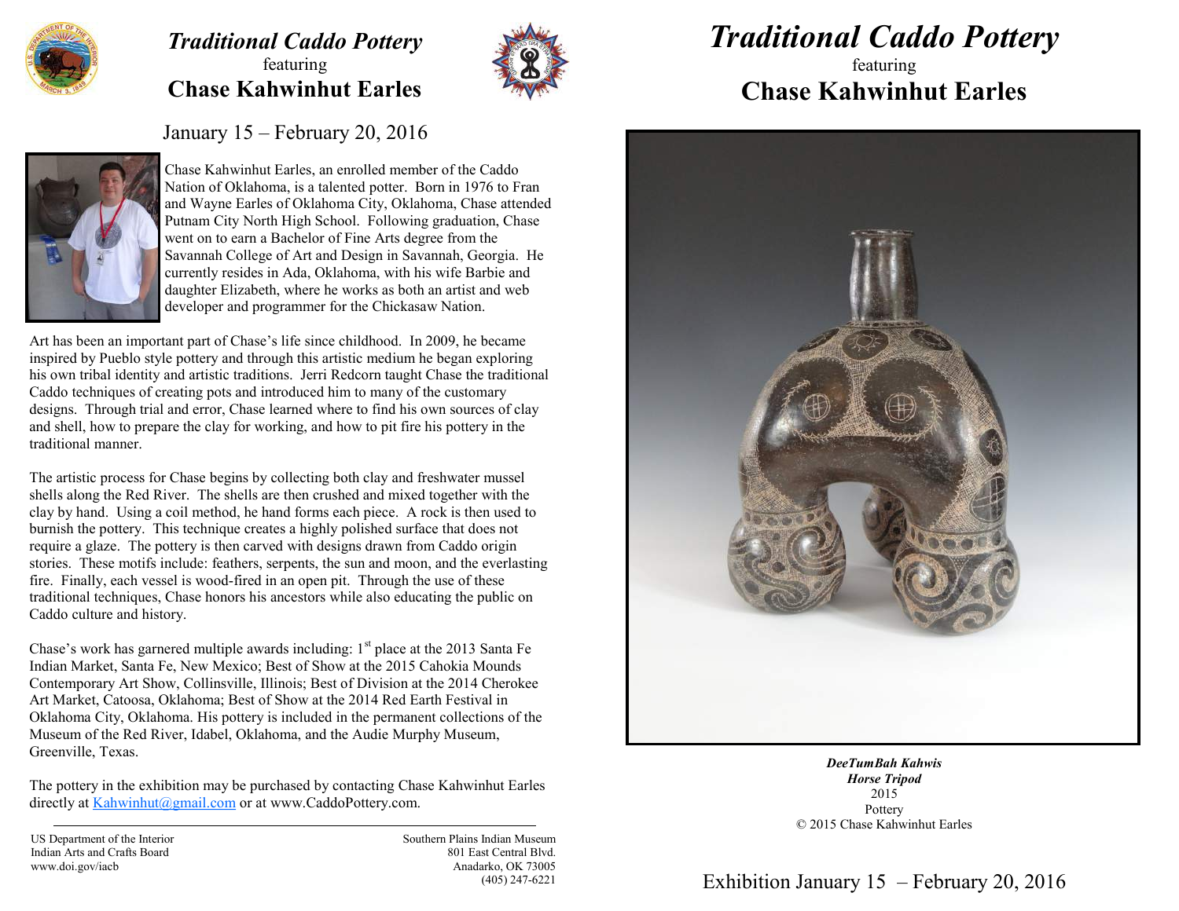# *Traditional Caddo Pottery*

featuring

## Chase Kahwinhut Earles

January 15 – February 20, 2016

Chase Kahwinhut Earles, an enrolled member of the Caddo Nation of Oklahoma, is a talented potter. Born in 1976 to Fran and Wayne Earles of Oklahoma City, Oklahoma, Chase attended Putnam City North High School. Following graduation, Chase went on to earn a Bachelor of Fine Arts degree from the Savannah College of Art and Design in Savannah, Georgia. He currently resides in Ada, Oklahoma, with his wife Barbie and daughter Elizabeth, where he works as both an artist and web developer and programmer for the Chickasaw Nation.

Art has been an important part of Chase's life since childhood. In 2009, he became inspired by Pueblo style pottery and through this artistic medium he began exploring his own tribal identity and artistic traditions. Jerri Redcorn taught Chase the traditional Caddo techniques of creating pots and introduced him to many of the customary designs. Through trial and error, Chase learned where to find his own sources of clay and shell, how to prepare the clay for working, and how to pit fire his pottery in the traditional manner.

The artistic process for Chase begins by collecting both clay and freshwater mussel shells along the Red River. The shells are then crushed and mixed together with the clay by hand. Using a coil method, he hand forms each piece. A rock is then used to burnish the pottery. This technique creates a highly polished surface that does not require a glaze. The pottery is then carved with designs drawn from Caddo origin stories. These motifs include: feathers, serpents, the sun and moon, and the everlasting fire. Finally, each vessel is wood-fired in an open pit. Through the use of these traditional techniques, Chase honors his ancestors while also educating the public on Caddo culture and history.

Chase's work has garnered multiple awards including: 1st place at the 2013 Santa Fe Indian Market, Santa Fe, New Mexico; Best of Show at the 2015 Cahokia Mounds Contemporary Art Show, Collinsville, Illinois; Best of Division at the 2014 Cherokee Art Market, Catoosa, Oklahoma; Best of Show at the 2014 Red Earth Festival in Oklahoma City, Oklahoma. His pottery is included in the permanent collections of the Museum of the Red River, Idabel, Oklahoma, and the Audie Murphy Museum, Greenville, Texas.

The pottery in the exhibition may be purchased by contacting Chase Kahwinhut Earles directly at Kahwinhut@gmail.com or at www.CaddoPottery.com.

---

US Department of the Interior
Indian Arts and Crafts Board
www.doi.gov/iacb

Southern Plains Indian Museum
801 East Central Blvd.
Anadarko, OK 73005
(405) 247-6221

# *Traditional Caddo Pottery*

featuring

## Chase Kahwinhut Earles

***DeeTumBah Kahwis***
***Horse Tripod***
2015
Pottery
© 2015 Chase Kahwinhut Earles

Exhibition January 15 – February 20, 2016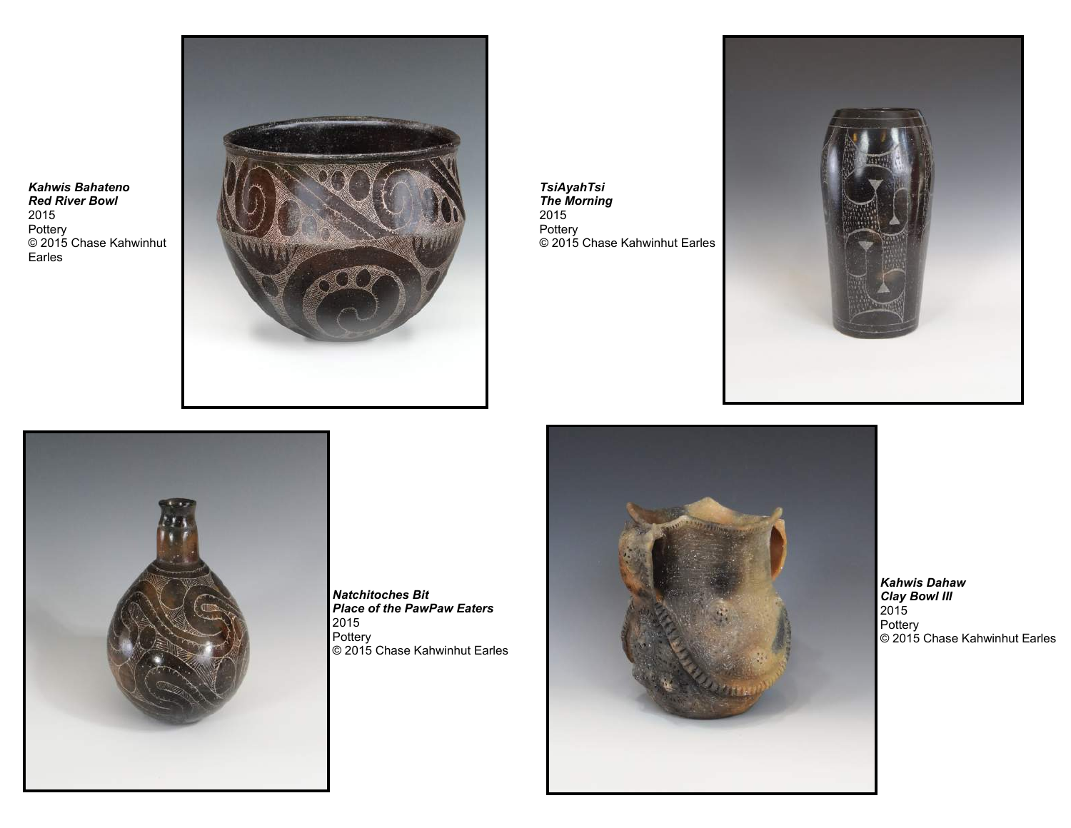***Kahwis Bahateno***
***Red River Bowl***
2015
Pottery
© 2015 Chase Kahwinhut Earles

***TsiAyahTsi***
***The Morning***
2015
Pottery
© 2015 Chase Kahwinhut Earles

***Natchitoches Bit***
***Place of the PawPaw Eaters***
2015
Pottery
© 2015 Chase Kahwinhut Earles

***Kahwis Dahaw***
***Clay Bowl III***
2015
Pottery
© 2015 Chase Kahwinhut Earles